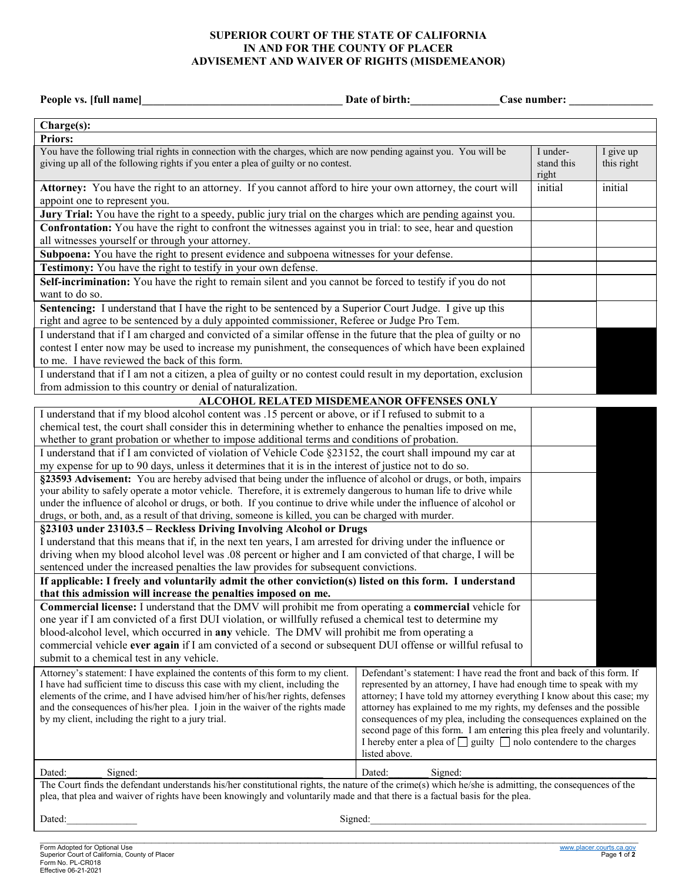**SUPERIOR COURT OF THE STATE OF CALIFORNIA**
**IN AND FOR THE COUNTY OF PLACER**
**ADVISEMENT AND WAIVER OF RIGHTS (MISDEMEANOR)**

**People vs. [full name]**\_\_\_\_\_\_\_\_\_\_\_\_\_\_\_\_\_\_\_\_\_\_\_\_\_\_\_\_\_\_\_\_\_\_\_\_ **Date of birth:**\_\_\_\_\_\_\_\_\_\_\_\_\_\_\_\_ **Case number:** \_\_\_\_\_\_\_\_\_\_\_\_\_\_\_

**Charge(s):**

**Priors:**

| You have the following trial rights in connection with the charges, which are now pending against you. You will be giving up all of the following rights if you enter a plea of guilty or no contest. | I understand this right | I give up this right |
|---|---|---|
| **Attorney:** You have the right to an attorney. If you cannot afford to hire your own attorney, the court will appoint one to represent you. | initial | initial |
| **Jury Trial:** You have the right to a speedy, public jury trial on the charges which are pending against you. | | |
| **Confrontation:** You have the right to confront the witnesses against you in trial: to see, hear and question all witnesses yourself or through your attorney. | | |
| **Subpoena:** You have the right to present evidence and subpoena witnesses for your defense. | | |
| **Testimony:** You have the right to testify in your own defense. | | |
| **Self-incrimination:** You have the right to remain silent and you cannot be forced to testify if you do not want to do so. | | |
| **Sentencing:** I understand that I have the right to be sentenced by a Superior Court Judge. I give up this right and agree to be sentenced by a duly appointed commissioner, Referee or Judge Pro Tem. | | |
| I understand that if I am charged and convicted of a similar offense in the future that the plea of guilty or no contest I enter now may be used to increase my punishment, the consequences of which have been explained to me. I have reviewed the back of this form. | | |
| I understand that if I am not a citizen, a plea of guilty or no contest could result in my deportation, exclusion from admission to this country or denial of naturalization. | | |
| **ALCOHOL RELATED MISDEMEANOR OFFENSES ONLY** | | |
| I understand that if my blood alcohol content was .15 percent or above, or if I refused to submit to a chemical test, the court shall consider this in determining whether to enhance the penalties imposed on me, whether to grant probation or whether to impose additional terms and conditions of probation. | | |
| I understand that if I am convicted of violation of Vehicle Code §23152, the court shall impound my car at my expense for up to 90 days, unless it determines that it is in the interest of justice not to do so. | | |
| **§23593 Advisement:** You are hereby advised that being under the influence of alcohol or drugs, or both, impairs your ability to safely operate a motor vehicle. Therefore, it is extremely dangerous to human life to drive while under the influence of alcohol or drugs, or both. If you continue to drive while under the influence of alcohol or drugs, or both, and, as a result of that driving, someone is killed, you can be charged with murder. | | |
| **§23103 under 23103.5 – Reckless Driving Involving Alcohol or Drugs** I understand that this means that if, in the next ten years, I am arrested for driving under the influence or driving when my blood alcohol level was .08 percent or higher and I am convicted of that charge, I will be sentenced under the increased penalties the law provides for subsequent convictions. | | |
| **If applicable: I freely and voluntarily admit the other conviction(s) listed on this form. I understand that this admission will increase the penalties imposed on me.** | | |
| **Commercial license:** I understand that the DMV will prohibit me from operating a **commercial** vehicle for one year if I am convicted of a first DUI violation, or willfully refused a chemical test to determine my blood-alcohol level, which occurred in **any** vehicle. The DMV will prohibit me from operating a commercial vehicle **ever again** if I am convicted of a second or subsequent DUI offense or willful refusal to submit to a chemical test in any vehicle. | | |

| Attorney's statement | Defendant's statement |
|---|---|
| Attorney's statement: I have explained the contents of this form to my client. I have had sufficient time to discuss this case with my client, including the elements of the crime, and I have advised him/her of his/her rights, defenses and the consequences of his/her plea. I join in the waiver of the rights made by my client, including the right to a jury trial. | Defendant's statement: I have read the front and back of this form. If represented by an attorney, I have had enough time to speak with my attorney; I have told my attorney everything I know about this case; my attorney has explained to me my rights, my defenses and the possible consequences of my plea, including the consequences explained on the second page of this form. I am entering this plea freely and voluntarily. I hereby enter a plea of ☐ guilty ☐ nolo contendere to the charges listed above. |
| Dated: \_\_\_\_\_\_ Signed: \_\_\_\_\_\_\_\_\_\_\_\_\_\_\_\_\_\_\_\_\_\_\_\_\_\_\_\_\_\_ | Dated: \_\_\_\_\_\_ Signed: \_\_\_\_\_\_\_\_\_\_\_\_\_\_\_\_\_\_\_\_\_\_\_\_\_\_\_\_\_\_ |

The Court finds the defendant understands his/her constitutional rights, the nature of the crime(s) which he/she is admitting, the consequences of the plea, that plea and waiver of rights have been knowingly and voluntarily made and that there is a factual basis for the plea.

Dated:\_\_\_\_\_\_\_\_\_\_\_\_\_\_ Signed:\_\_\_\_\_\_\_\_\_\_\_\_\_\_\_\_\_\_\_\_\_\_\_\_\_\_\_\_\_\_\_\_\_\_\_\_\_\_\_\_\_\_\_\_\_\_\_\_\_\_\_\_\_\_\_\_

Form Adopted for Optional Use
Superior Court of California, County of Placer
Form No. PL-CR018
Effective 06-21-2021

www.placer.courts.ca.gov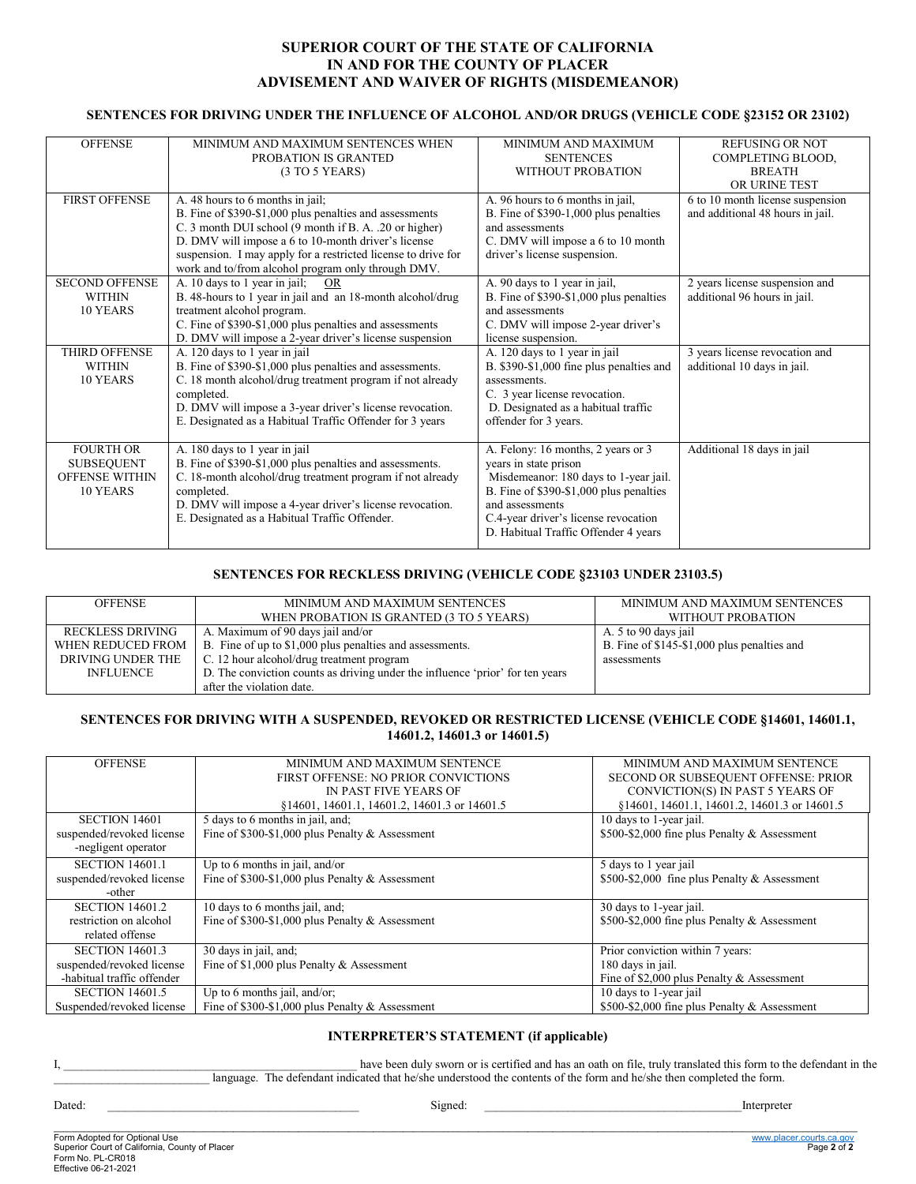# SUPERIOR COURT OF THE STATE OF CALIFORNIA
# IN AND FOR THE COUNTY OF PLACER
# ADVISEMENT AND WAIVER OF RIGHTS (MISDEMEANOR)

## SENTENCES FOR DRIVING UNDER THE INFLUENCE OF ALCOHOL AND/OR DRUGS (VEHICLE CODE §23152 OR 23102)

| OFFENSE | MINIMUM AND MAXIMUM SENTENCES WHEN PROBATION IS GRANTED (3 TO 5 YEARS) | MINIMUM AND MAXIMUM SENTENCES WITHOUT PROBATION | REFUSING OR NOT COMPLETING BLOOD, BREATH OR URINE TEST |
|---|---|---|---|
| FIRST OFFENSE | A. 48 hours to 6 months in jail;<br>B. Fine of $390-$1,000 plus penalties and assessments<br>C. 3 month DUI school (9 month if B. A. .20 or higher)<br>D. DMV will impose a 6 to 10-month driver's license suspension. I may apply for a restricted license to drive for work and to/from alcohol program only through DMV. | A. 96 hours to 6 months in jail,<br>B. Fine of $390-1,000 plus penalties and assessments<br>C. DMV will impose a 6 to 10 month driver's license suspension. | 6 to 10 month license suspension and additional 48 hours in jail. |
| SECOND OFFENSE WITHIN 10 YEARS | A. 10 days to 1 year in jail; OR<br>B. 48-hours to 1 year in jail and an 18-month alcohol/drug treatment alcohol program.<br>C. Fine of $390-$1,000 plus penalties and assessments<br>D. DMV will impose a 2-year driver's license suspension | A. 90 days to 1 year in jail,<br>B. Fine of $390-$1,000 plus penalties and assessments<br>C. DMV will impose 2-year driver's license suspension. | 2 years license suspension and additional 96 hours in jail. |
| THIRD OFFENSE WITHIN 10 YEARS | A. 120 days to 1 year in jail<br>B. Fine of $390-$1,000 plus penalties and assessments.<br>C. 18 month alcohol/drug treatment program if not already completed.<br>D. DMV will impose a 3-year driver's license revocation.<br>E. Designated as a Habitual Traffic Offender for 3 years | A. 120 days to 1 year in jail<br>B. $390-$1,000 fine plus penalties and assessments.<br>C. 3 year license revocation.<br>D. Designated as a habitual traffic offender for 3 years. | 3 years license revocation and additional 10 days in jail. |
| FOURTH OR SUBSEQUENT OFFENSE WITHIN 10 YEARS | A. 180 days to 1 year in jail<br>B. Fine of $390-$1,000 plus penalties and assessments.<br>C. 18-month alcohol/drug treatment program if not already completed.<br>D. DMV will impose a 4-year driver's license revocation.<br>E. Designated as a Habitual Traffic Offender. | A. Felony: 16 months, 2 years or 3 years in state prison<br>Misdemeanor: 180 days to 1-year jail.<br>B. Fine of $390-$1,000 plus penalties and assessments<br>C.4-year driver's license revocation<br>D. Habitual Traffic Offender 4 years | Additional 18 days in jail |

## SENTENCES FOR RECKLESS DRIVING (VEHICLE CODE §23103 UNDER 23103.5)

| OFFENSE | MINIMUM AND MAXIMUM SENTENCES WHEN PROBATION IS GRANTED (3 TO 5 YEARS) | MINIMUM AND MAXIMUM SENTENCES WITHOUT PROBATION |
|---|---|---|
| RECKLESS DRIVING WHEN REDUCED FROM DRIVING UNDER THE INFLUENCE | A. Maximum of 90 days jail and/or<br>B. Fine of up to $1,000 plus penalties and assessments.<br>C. 12 hour alcohol/drug treatment program<br>D. The conviction counts as driving under the influence 'prior' for ten years after the violation date. | A. 5 to 90 days jail<br>B. Fine of $145-$1,000 plus penalties and assessments |

## SENTENCES FOR DRIVING WITH A SUSPENDED, REVOKED OR RESTRICTED LICENSE (VEHICLE CODE §14601, 14601.1, 14601.2, 14601.3 or 14601.5)

| OFFENSE | MINIMUM AND MAXIMUM SENTENCE FIRST OFFENSE: NO PRIOR CONVICTIONS IN PAST FIVE YEARS OF §14601, 14601.1, 14601.2, 14601.3 or 14601.5 | MINIMUM AND MAXIMUM SENTENCE SECOND OR SUBSEQUENT OFFENSE: PRIOR CONVICTION(S) IN PAST 5 YEARS OF §14601, 14601.1, 14601.2, 14601.3 or 14601.5 |
|---|---|---|
| SECTION 14601 suspended/revoked license -negligent operator | 5 days to 6 months in jail, and;<br>Fine of $300-$1,000 plus Penalty & Assessment | 10 days to 1-year jail.<br>$500-$2,000 fine plus Penalty & Assessment |
| SECTION 14601.1 suspended/revoked license -other | Up to 6 months in jail, and/or<br>Fine of $300-$1,000 plus Penalty & Assessment | 5 days to 1 year jail<br>$500-$2,000 fine plus Penalty & Assessment |
| SECTION 14601.2 restriction on alcohol related offense | 10 days to 6 months jail, and;<br>Fine of $300-$1,000 plus Penalty & Assessment | 30 days to 1-year jail.<br>$500-$2,000 fine plus Penalty & Assessment |
| SECTION 14601.3 suspended/revoked license -habitual traffic offender | 30 days in jail, and;<br>Fine of $1,000 plus Penalty & Assessment | Prior conviction within 7 years:<br>180 days in jail.<br>Fine of $2,000 plus Penalty & Assessment |
| SECTION 14601.5 Suspended/revoked license | Up to 6 months jail, and/or;<br>Fine of $300-$1,000 plus Penalty & Assessment | 10 days to 1-year jail<br>$500-$2,000 fine plus Penalty & Assessment |

## INTERPRETER'S STATEMENT (if applicable)

I, ______________________________ have been duly sworn or is certified and has an oath on file, truly translated this form to the defendant in the ____________________ language. The defendant indicated that he/she understood the contents of the form and he/she then completed the form.

Dated: ______________________________ Signed: ______________________________Interpreter

Form Adopted for Optional Use
Superior Court of California, County of Placer
Form No. PL-CR018
Effective 06-21-2021

www.placer.courts.ca.gov